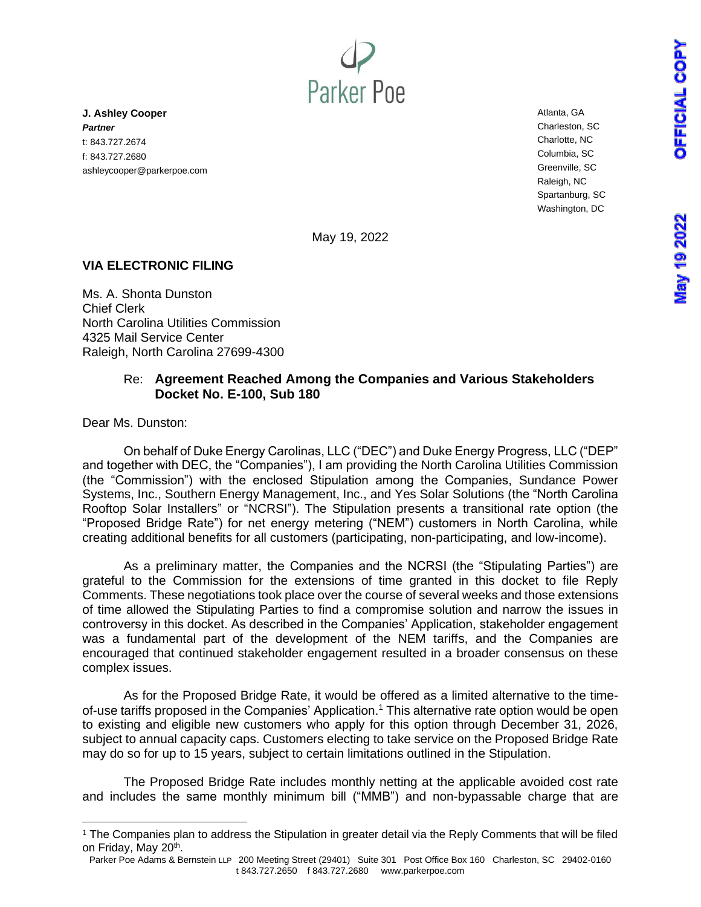Parker Poe

**J. Ashley Cooper**
***Partner***
t: 843.727.2674
f: 843.727.2680
ashleycooper@parkerpoe.com

Atlanta, GA
Charleston, SC
Charlotte, NC
Columbia, SC
Greenville, SC
Raleigh, NC
Spartanburg, SC
Washington, DC

OFFICIAL COPY

May 19 2022

May 19, 2022

**VIA ELECTRONIC FILING**

Ms. A. Shonta Dunston
Chief Clerk
North Carolina Utilities Commission
4325 Mail Service Center
Raleigh, North Carolina 27699-4300

Re: **Agreement Reached Among the Companies and Various Stakeholders Docket No. E-100, Sub 180**

Dear Ms. Dunston:

On behalf of Duke Energy Carolinas, LLC ("DEC") and Duke Energy Progress, LLC ("DEP" and together with DEC, the "Companies"), I am providing the North Carolina Utilities Commission (the "Commission") with the enclosed Stipulation among the Companies, Sundance Power Systems, Inc., Southern Energy Management, Inc., and Yes Solar Solutions (the "North Carolina Rooftop Solar Installers" or "NCRSI"). The Stipulation presents a transitional rate option (the "Proposed Bridge Rate") for net energy metering ("NEM") customers in North Carolina, while creating additional benefits for all customers (participating, non-participating, and low-income).

As a preliminary matter, the Companies and the NCRSI (the "Stipulating Parties") are grateful to the Commission for the extensions of time granted in this docket to file Reply Comments. These negotiations took place over the course of several weeks and those extensions of time allowed the Stipulating Parties to find a compromise solution and narrow the issues in controversy in this docket. As described in the Companies' Application, stakeholder engagement was a fundamental part of the development of the NEM tariffs, and the Companies are encouraged that continued stakeholder engagement resulted in a broader consensus on these complex issues.

As for the Proposed Bridge Rate, it would be offered as a limited alternative to the time-of-use tariffs proposed in the Companies' Application.[1] This alternative rate option would be open to existing and eligible new customers who apply for this option through December 31, 2026, subject to annual capacity caps. Customers electing to take service on the Proposed Bridge Rate may do so for up to 15 years, subject to certain limitations outlined in the Stipulation.

The Proposed Bridge Rate includes monthly netting at the applicable avoided cost rate and includes the same monthly minimum bill ("MMB") and non-bypassable charge that are

[1] The Companies plan to address the Stipulation in greater detail via the Reply Comments that will be filed on Friday, May 20th.

Parker Poe Adams & Bernstein LLP 200 Meeting Street (29401) Suite 301 Post Office Box 160 Charleston, SC 29402-0160
t 843.727.2650 f 843.727.2680 www.parkerpoe.com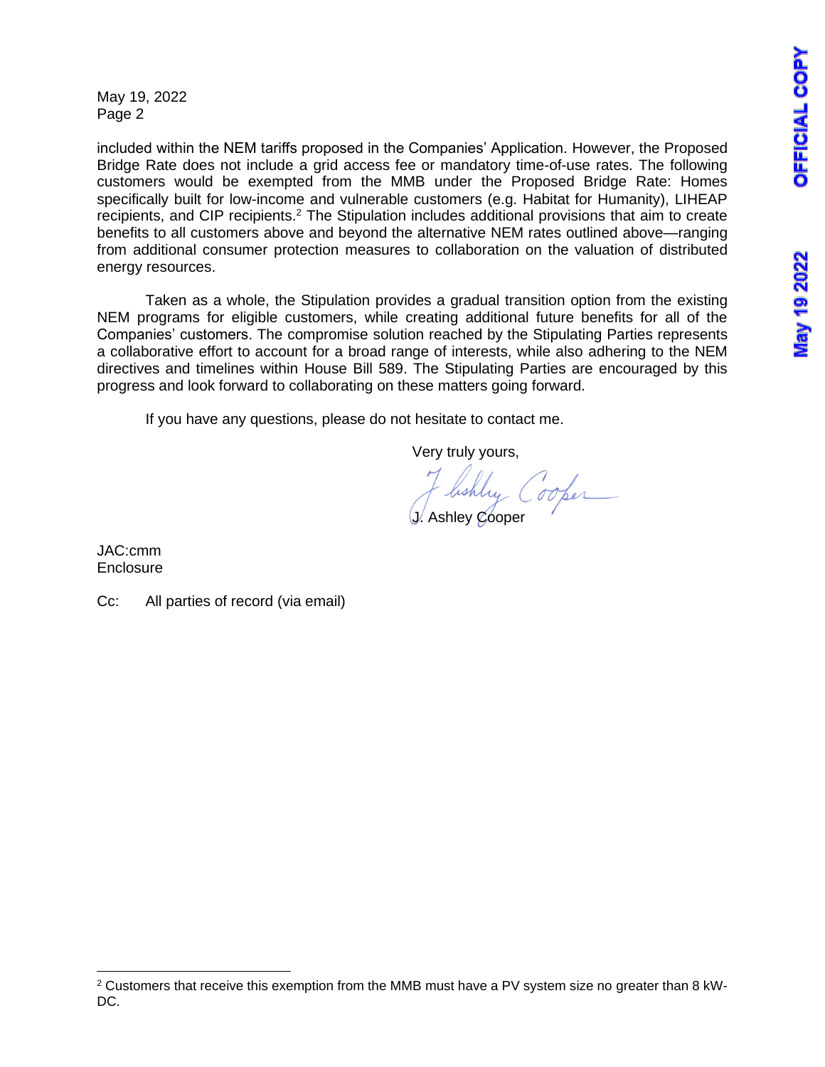included within the NEM tariffs proposed in the Companies' Application. However, the Proposed Bridge Rate does not include a grid access fee or mandatory time-of-use rates. The following customers would be exempted from the MMB under the Proposed Bridge Rate: Homes specifically built for low-income and vulnerable customers (e.g. Habitat for Humanity), LIHEAP recipients, and CIP recipients.[2] The Stipulation includes additional provisions that aim to create benefits to all customers above and beyond the alternative NEM rates outlined above—ranging from additional consumer protection measures to collaboration on the valuation of distributed energy resources.

Taken as a whole, the Stipulation provides a gradual transition option from the existing NEM programs for eligible customers, while creating additional future benefits for all of the Companies' customers. The compromise solution reached by the Stipulating Parties represents a collaborative effort to account for a broad range of interests, while also adhering to the NEM directives and timelines within House Bill 589. The Stipulating Parties are encouraged by this progress and look forward to collaborating on these matters going forward.

If you have any questions, please do not hesitate to contact me.

Very truly yours,

J. Ashley Cooper

JAC:cmm
Enclosure

Cc: All parties of record (via email)

---

[2] Customers that receive this exemption from the MMB must have a PV system size no greater than 8 kW-DC.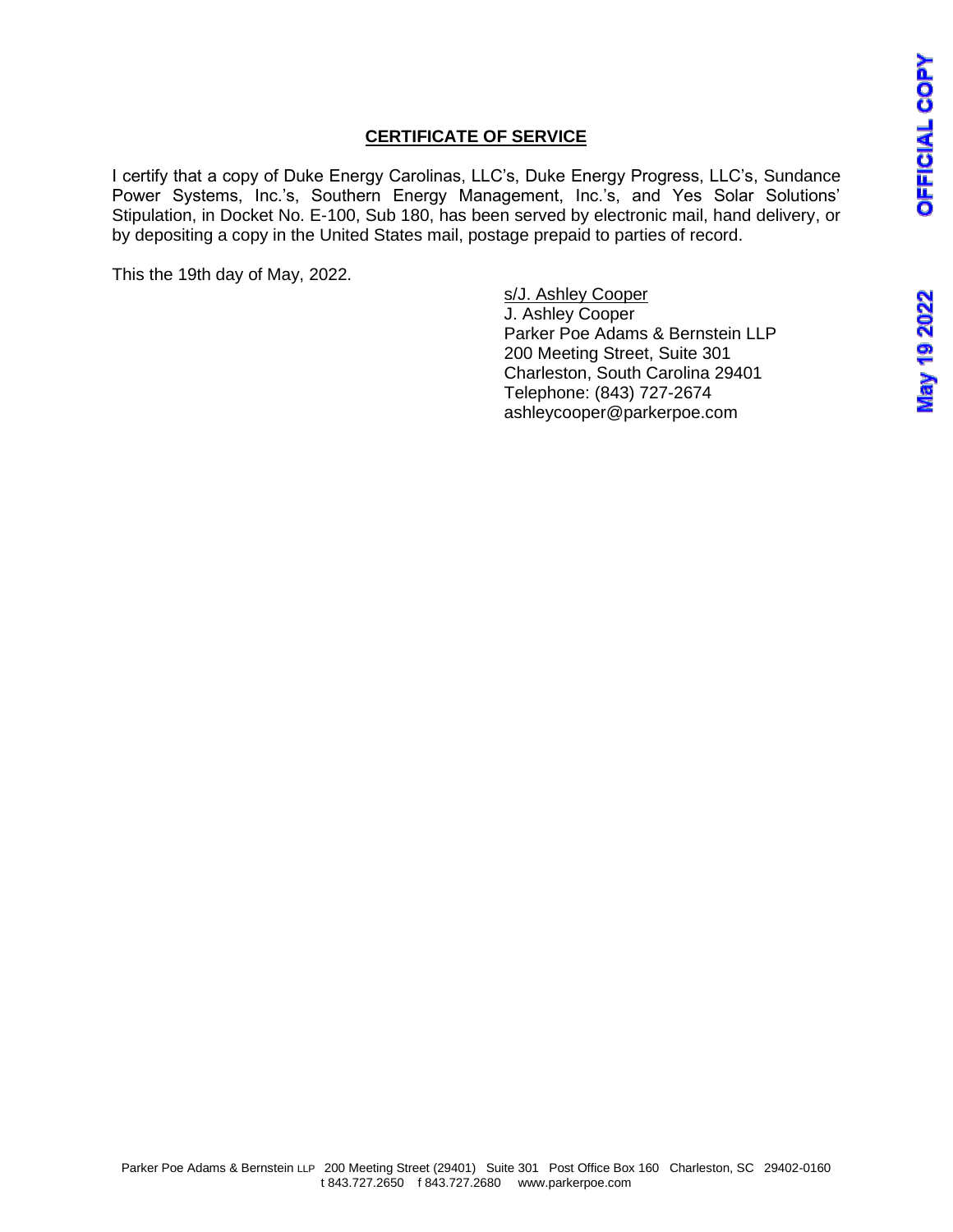## CERTIFICATE OF SERVICE

I certify that a copy of Duke Energy Carolinas, LLC's, Duke Energy Progress, LLC's, Sundance Power Systems, Inc.'s, Southern Energy Management, Inc.'s, and Yes Solar Solutions' Stipulation, in Docket No. E-100, Sub 180, has been served by electronic mail, hand delivery, or by depositing a copy in the United States mail, postage prepaid to parties of record.

This the 19th day of May, 2022.

s/J. Ashley Cooper
J. Ashley Cooper
Parker Poe Adams & Bernstein LLP
200 Meeting Street, Suite 301
Charleston, South Carolina 29401
Telephone: (843) 727-2674
ashleycooper@parkerpoe.com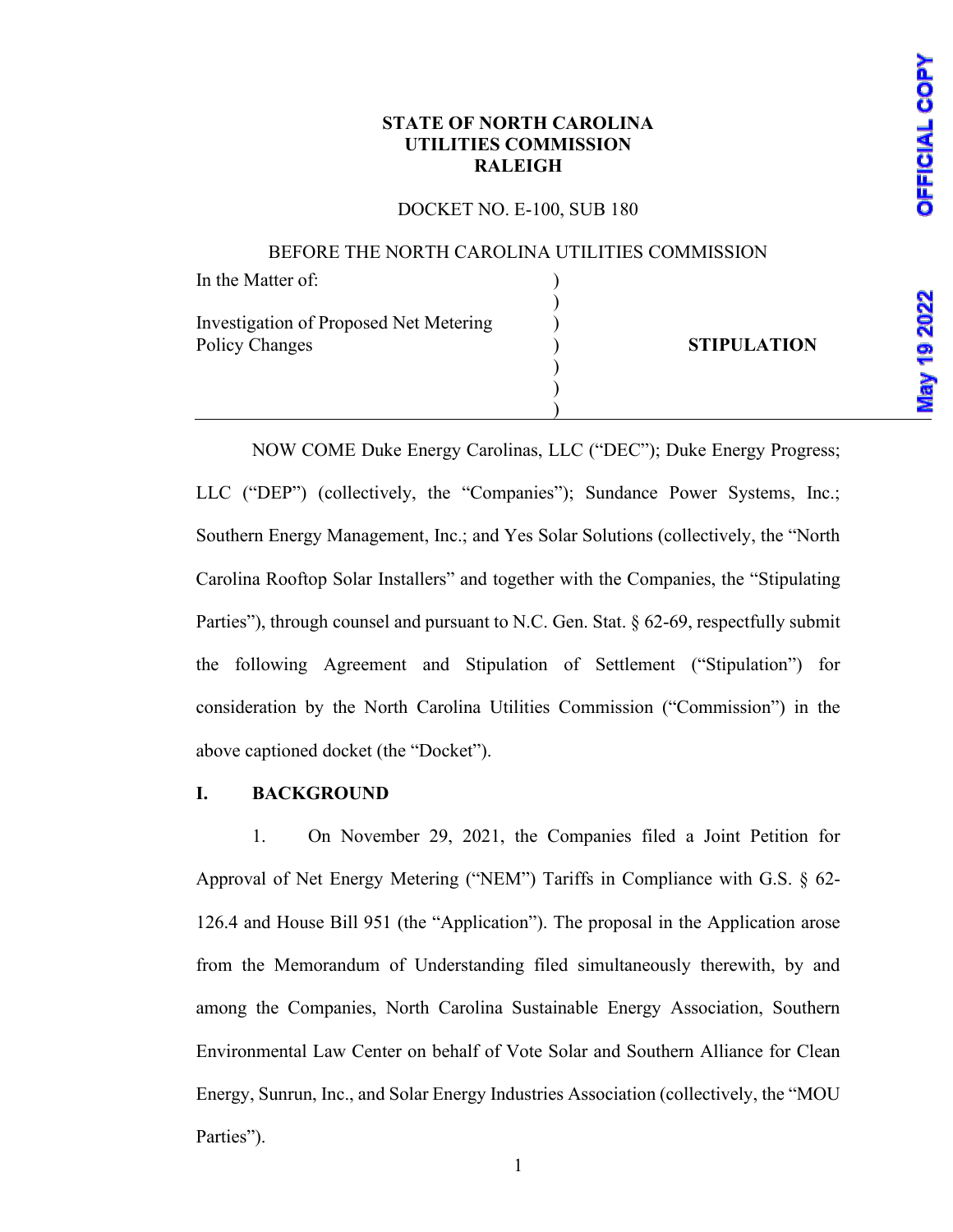**STATE OF NORTH CAROLINA**
**UTILITIES COMMISSION**
**RALEIGH**

DOCKET NO. E-100, SUB 180

BEFORE THE NORTH CAROLINA UTILITIES COMMISSION

| | | |
|---|---|---|
| In the Matter of: | ) | |
| | ) | |
| Investigation of Proposed Net Metering | ) | |
| Policy Changes | ) | **STIPULATION** |
| | ) | |
| | ) | |
| | ) | |

NOW COME Duke Energy Carolinas, LLC ("DEC"); Duke Energy Progress; LLC ("DEP") (collectively, the "Companies"); Sundance Power Systems, Inc.; Southern Energy Management, Inc.; and Yes Solar Solutions (collectively, the "North Carolina Rooftop Solar Installers" and together with the Companies, the "Stipulating Parties"), through counsel and pursuant to N.C. Gen. Stat. § 62-69, respectfully submit the following Agreement and Stipulation of Settlement ("Stipulation") for consideration by the North Carolina Utilities Commission ("Commission") in the above captioned docket (the "Docket").

## I. BACKGROUND

1. On November 29, 2021, the Companies filed a Joint Petition for Approval of Net Energy Metering ("NEM") Tariffs in Compliance with G.S. § 62-126.4 and House Bill 951 (the "Application"). The proposal in the Application arose from the Memorandum of Understanding filed simultaneously therewith, by and among the Companies, North Carolina Sustainable Energy Association, Southern Environmental Law Center on behalf of Vote Solar and Southern Alliance for Clean Energy, Sunrun, Inc., and Solar Energy Industries Association (collectively, the "MOU Parties").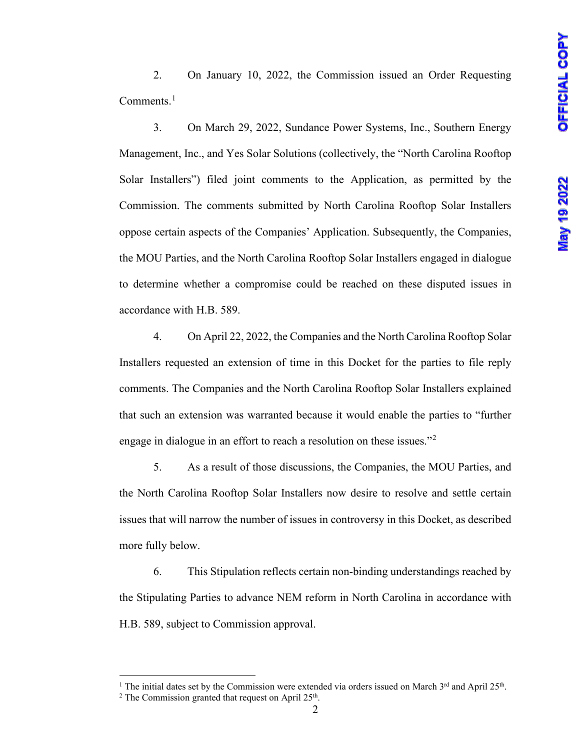2. On January 10, 2022, the Commission issued an Order Requesting Comments.[1]

3. On March 29, 2022, Sundance Power Systems, Inc., Southern Energy Management, Inc., and Yes Solar Solutions (collectively, the "North Carolina Rooftop Solar Installers") filed joint comments to the Application, as permitted by the Commission. The comments submitted by North Carolina Rooftop Solar Installers oppose certain aspects of the Companies' Application. Subsequently, the Companies, the MOU Parties, and the North Carolina Rooftop Solar Installers engaged in dialogue to determine whether a compromise could be reached on these disputed issues in accordance with H.B. 589.

4. On April 22, 2022, the Companies and the North Carolina Rooftop Solar Installers requested an extension of time in this Docket for the parties to file reply comments. The Companies and the North Carolina Rooftop Solar Installers explained that such an extension was warranted because it would enable the parties to "further engage in dialogue in an effort to reach a resolution on these issues."[2]

5. As a result of those discussions, the Companies, the MOU Parties, and the North Carolina Rooftop Solar Installers now desire to resolve and settle certain issues that will narrow the number of issues in controversy in this Docket, as described more fully below.

6. This Stipulation reflects certain non-binding understandings reached by the Stipulating Parties to advance NEM reform in North Carolina in accordance with H.B. 589, subject to Commission approval.

---

[1] The initial dates set by the Commission were extended via orders issued on March 3rd and April 25th.

[2] The Commission granted that request on April 25th.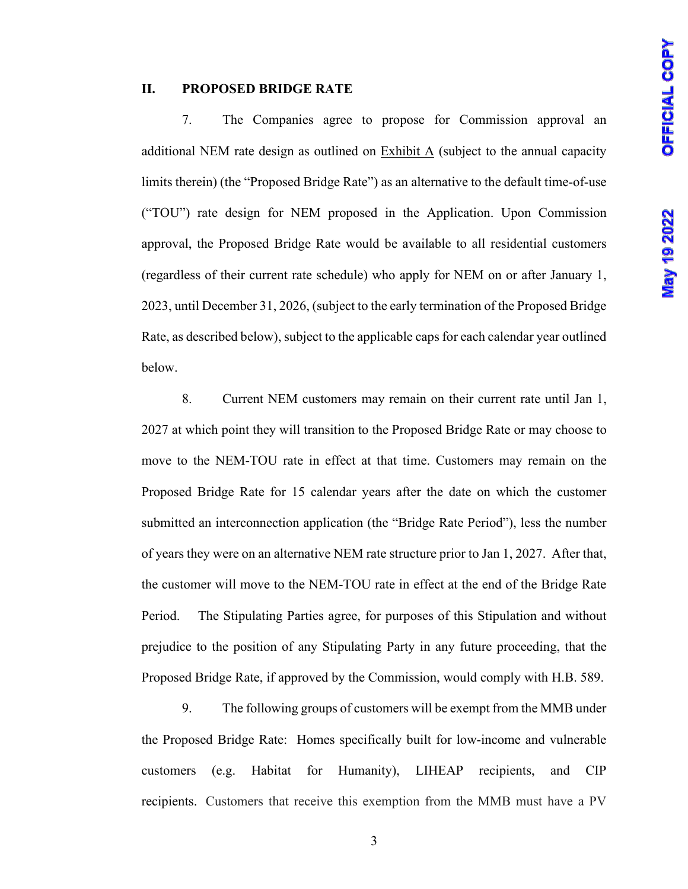## II. PROPOSED BRIDGE RATE

7. The Companies agree to propose for Commission approval an additional NEM rate design as outlined on Exhibit A (subject to the annual capacity limits therein) (the "Proposed Bridge Rate") as an alternative to the default time-of-use ("TOU") rate design for NEM proposed in the Application. Upon Commission approval, the Proposed Bridge Rate would be available to all residential customers (regardless of their current rate schedule) who apply for NEM on or after January 1, 2023, until December 31, 2026, (subject to the early termination of the Proposed Bridge Rate, as described below), subject to the applicable caps for each calendar year outlined below.

8. Current NEM customers may remain on their current rate until Jan 1, 2027 at which point they will transition to the Proposed Bridge Rate or may choose to move to the NEM-TOU rate in effect at that time. Customers may remain on the Proposed Bridge Rate for 15 calendar years after the date on which the customer submitted an interconnection application (the "Bridge Rate Period"), less the number of years they were on an alternative NEM rate structure prior to Jan 1, 2027. After that, the customer will move to the NEM-TOU rate in effect at the end of the Bridge Rate Period. The Stipulating Parties agree, for purposes of this Stipulation and without prejudice to the position of any Stipulating Party in any future proceeding, that the Proposed Bridge Rate, if approved by the Commission, would comply with H.B. 589.

9. The following groups of customers will be exempt from the MMB under the Proposed Bridge Rate: Homes specifically built for low-income and vulnerable customers (e.g. Habitat for Humanity), LIHEAP recipients, and CIP recipients. Customers that receive this exemption from the MMB must have a PV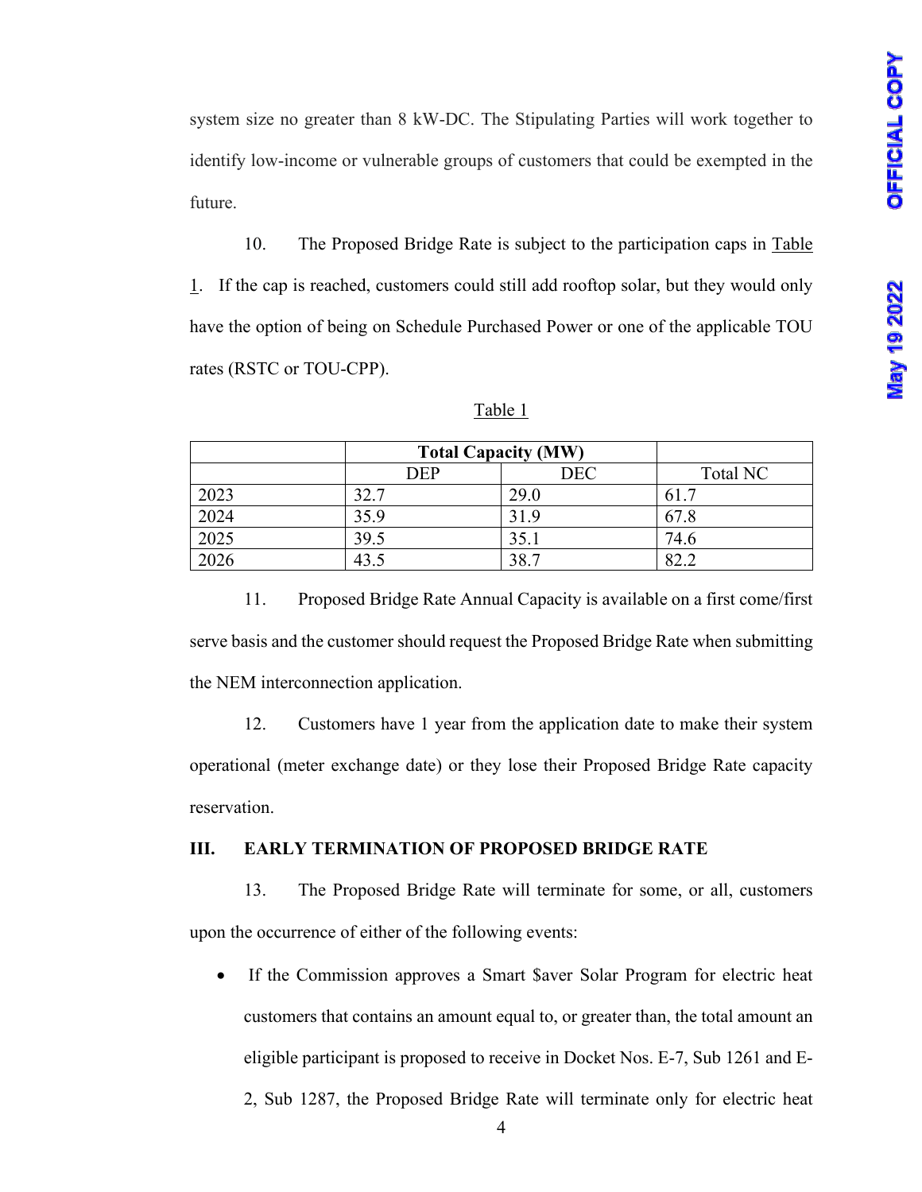system size no greater than 8 kW-DC. The Stipulating Parties will work together to identify low-income or vulnerable groups of customers that could be exempted in the future.

10. The Proposed Bridge Rate is subject to the participation caps in Table 1. If the cap is reached, customers could still add rooftop solar, but they would only have the option of being on Schedule Purchased Power or one of the applicable TOU rates (RSTC or TOU-CPP).

Table 1

| | Total Capacity (MW) | | |
|---|---|---|---|
| | DEP | DEC | Total NC |
| 2023 | 32.7 | 29.0 | 61.7 |
| 2024 | 35.9 | 31.9 | 67.8 |
| 2025 | 39.5 | 35.1 | 74.6 |
| 2026 | 43.5 | 38.7 | 82.2 |

11. Proposed Bridge Rate Annual Capacity is available on a first come/first serve basis and the customer should request the Proposed Bridge Rate when submitting the NEM interconnection application.

12. Customers have 1 year from the application date to make their system operational (meter exchange date) or they lose their Proposed Bridge Rate capacity reservation.

## III. EARLY TERMINATION OF PROPOSED BRIDGE RATE

13. The Proposed Bridge Rate will terminate for some, or all, customers upon the occurrence of either of the following events:

- If the Commission approves a Smart $aver Solar Program for electric heat customers that contains an amount equal to, or greater than, the total amount an eligible participant is proposed to receive in Docket Nos. E-7, Sub 1261 and E-2, Sub 1287, the Proposed Bridge Rate will terminate only for electric heat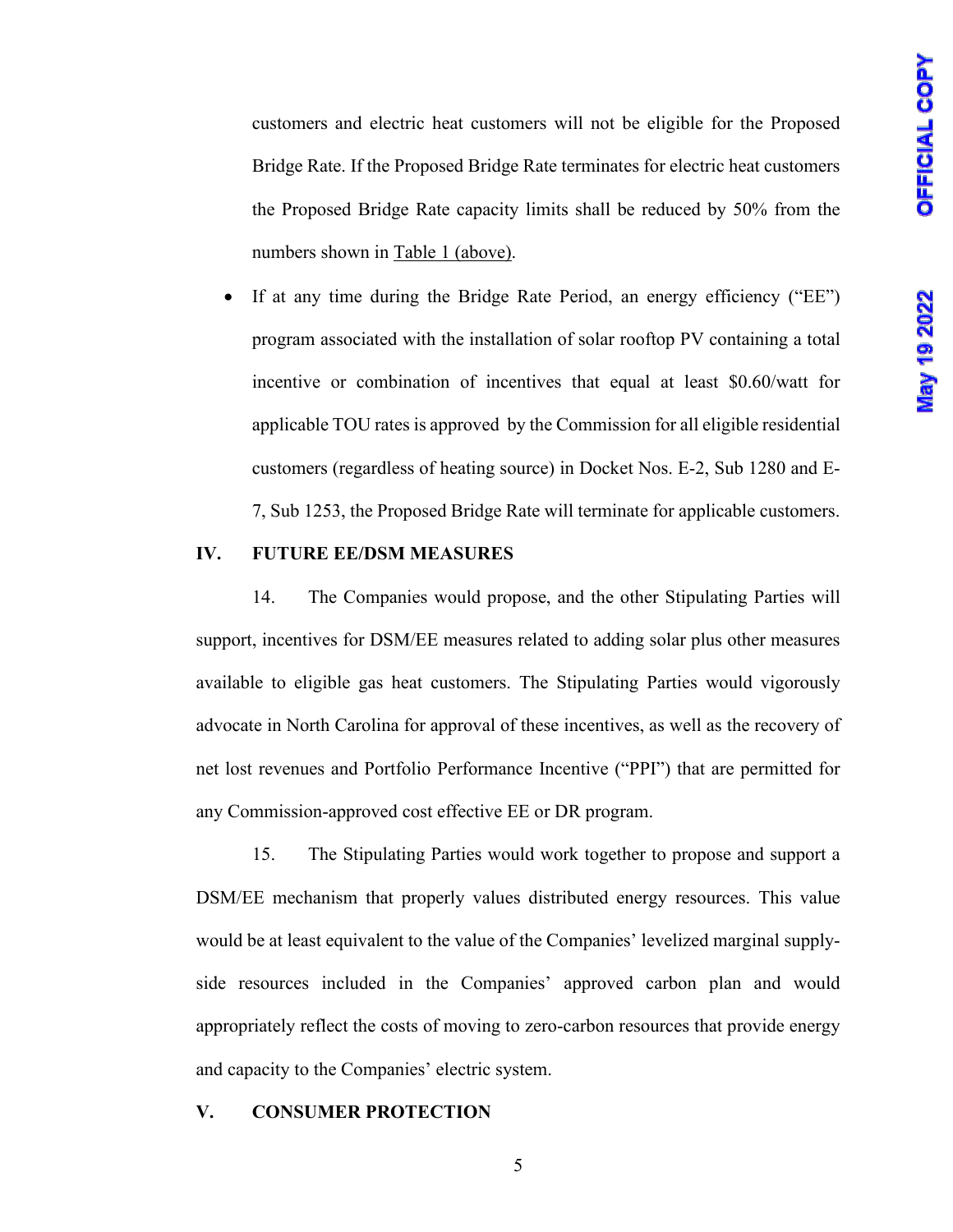customers and electric heat customers will not be eligible for the Proposed Bridge Rate. If the Proposed Bridge Rate terminates for electric heat customers the Proposed Bridge Rate capacity limits shall be reduced by 50% from the numbers shown in Table 1 (above).

- If at any time during the Bridge Rate Period, an energy efficiency ("EE") program associated with the installation of solar rooftop PV containing a total incentive or combination of incentives that equal at least $0.60/watt for applicable TOU rates is approved by the Commission for all eligible residential customers (regardless of heating source) in Docket Nos. E-2, Sub 1280 and E-7, Sub 1253, the Proposed Bridge Rate will terminate for applicable customers.

## IV. FUTURE EE/DSM MEASURES

14. The Companies would propose, and the other Stipulating Parties will support, incentives for DSM/EE measures related to adding solar plus other measures available to eligible gas heat customers. The Stipulating Parties would vigorously advocate in North Carolina for approval of these incentives, as well as the recovery of net lost revenues and Portfolio Performance Incentive ("PPI") that are permitted for any Commission-approved cost effective EE or DR program.

15. The Stipulating Parties would work together to propose and support a DSM/EE mechanism that properly values distributed energy resources. This value would be at least equivalent to the value of the Companies' levelized marginal supply-side resources included in the Companies' approved carbon plan and would appropriately reflect the costs of moving to zero-carbon resources that provide energy and capacity to the Companies' electric system.

## V. CONSUMER PROTECTION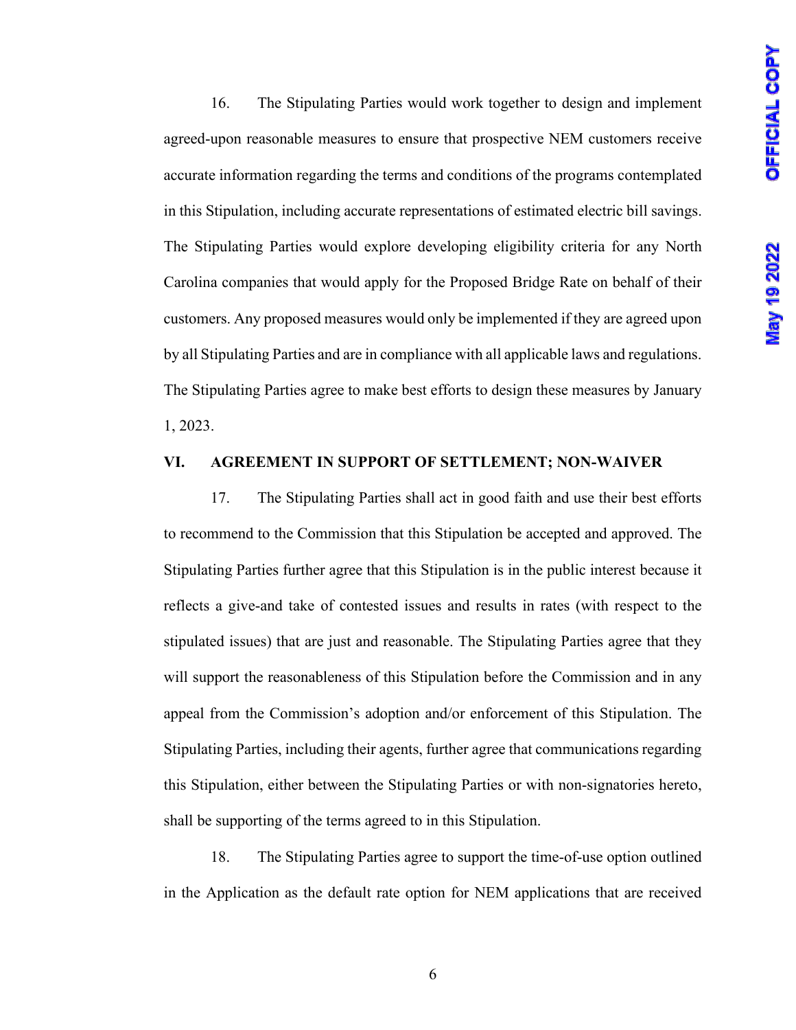16. The Stipulating Parties would work together to design and implement agreed-upon reasonable measures to ensure that prospective NEM customers receive accurate information regarding the terms and conditions of the programs contemplated in this Stipulation, including accurate representations of estimated electric bill savings. The Stipulating Parties would explore developing eligibility criteria for any North Carolina companies that would apply for the Proposed Bridge Rate on behalf of their customers. Any proposed measures would only be implemented if they are agreed upon by all Stipulating Parties and are in compliance with all applicable laws and regulations. The Stipulating Parties agree to make best efforts to design these measures by January 1, 2023.

## VI. AGREEMENT IN SUPPORT OF SETTLEMENT; NON-WAIVER

17. The Stipulating Parties shall act in good faith and use their best efforts to recommend to the Commission that this Stipulation be accepted and approved. The Stipulating Parties further agree that this Stipulation is in the public interest because it reflects a give-and take of contested issues and results in rates (with respect to the stipulated issues) that are just and reasonable. The Stipulating Parties agree that they will support the reasonableness of this Stipulation before the Commission and in any appeal from the Commission's adoption and/or enforcement of this Stipulation. The Stipulating Parties, including their agents, further agree that communications regarding this Stipulation, either between the Stipulating Parties or with non-signatories hereto, shall be supporting of the terms agreed to in this Stipulation.

18. The Stipulating Parties agree to support the time-of-use option outlined in the Application as the default rate option for NEM applications that are received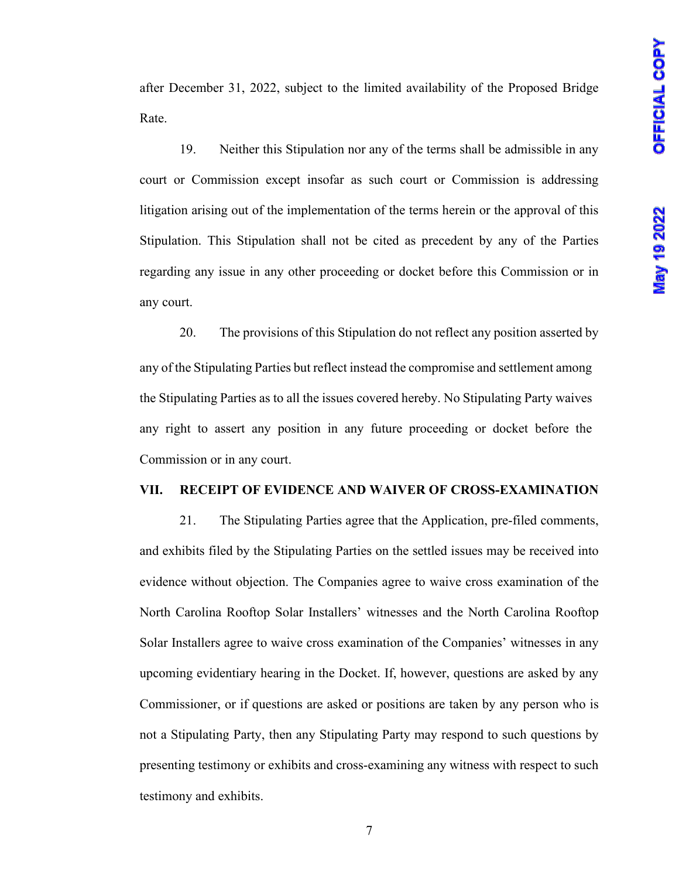after December 31, 2022, subject to the limited availability of the Proposed Bridge Rate.

19. Neither this Stipulation nor any of the terms shall be admissible in any court or Commission except insofar as such court or Commission is addressing litigation arising out of the implementation of the terms herein or the approval of this Stipulation. This Stipulation shall not be cited as precedent by any of the Parties regarding any issue in any other proceeding or docket before this Commission or in any court.

20. The provisions of this Stipulation do not reflect any position asserted by any of the Stipulating Parties but reflect instead the compromise and settlement among the Stipulating Parties as to all the issues covered hereby. No Stipulating Party waives any right to assert any position in any future proceeding or docket before the Commission or in any court.

## VII. RECEIPT OF EVIDENCE AND WAIVER OF CROSS-EXAMINATION

21. The Stipulating Parties agree that the Application, pre-filed comments, and exhibits filed by the Stipulating Parties on the settled issues may be received into evidence without objection. The Companies agree to waive cross examination of the North Carolina Rooftop Solar Installers' witnesses and the North Carolina Rooftop Solar Installers agree to waive cross examination of the Companies' witnesses in any upcoming evidentiary hearing in the Docket. If, however, questions are asked by any Commissioner, or if questions are asked or positions are taken by any person who is not a Stipulating Party, then any Stipulating Party may respond to such questions by presenting testimony or exhibits and cross-examining any witness with respect to such testimony and exhibits.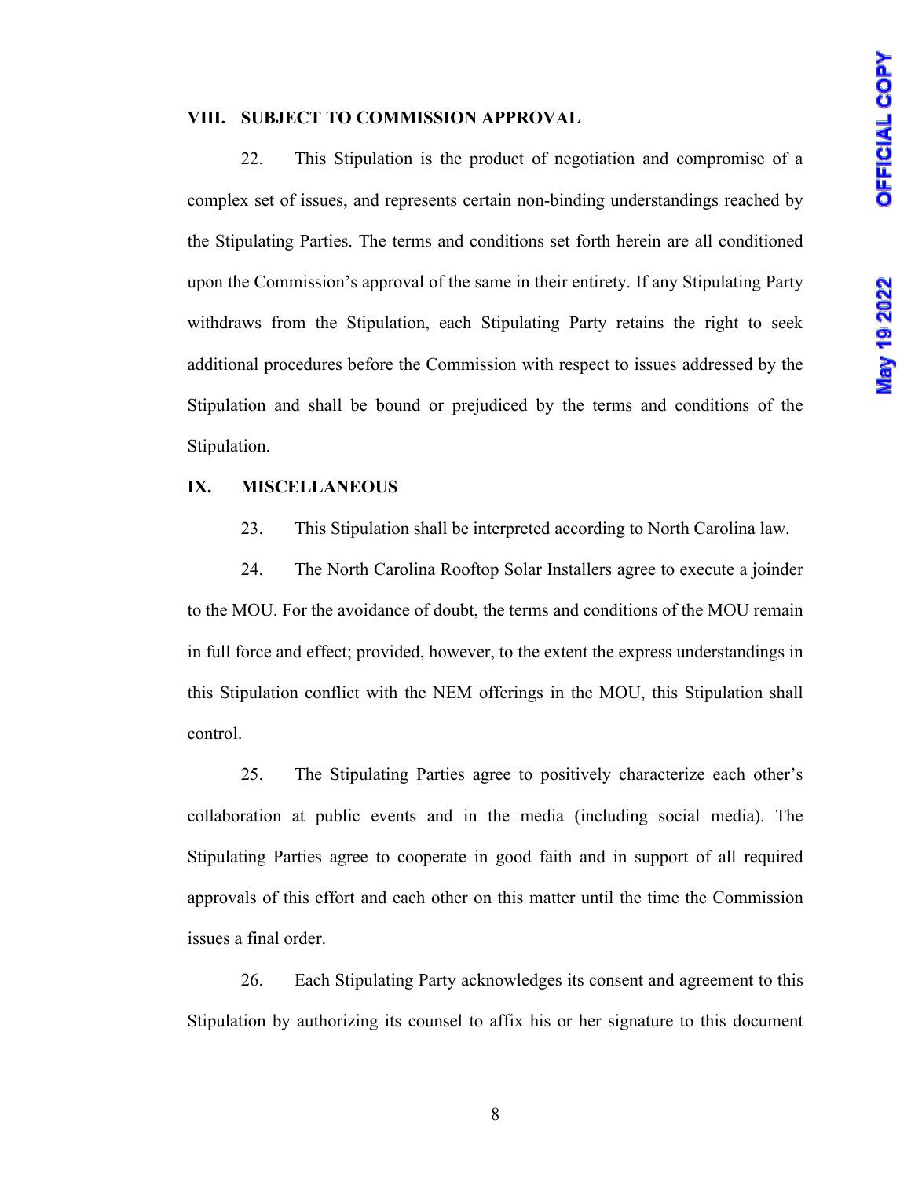## VIII. SUBJECT TO COMMISSION APPROVAL

22. This Stipulation is the product of negotiation and compromise of a complex set of issues, and represents certain non-binding understandings reached by the Stipulating Parties. The terms and conditions set forth herein are all conditioned upon the Commission's approval of the same in their entirety. If any Stipulating Party withdraws from the Stipulation, each Stipulating Party retains the right to seek additional procedures before the Commission with respect to issues addressed by the Stipulation and shall be bound or prejudiced by the terms and conditions of the Stipulation.

## IX. MISCELLANEOUS

23. This Stipulation shall be interpreted according to North Carolina law.

24. The North Carolina Rooftop Solar Installers agree to execute a joinder to the MOU. For the avoidance of doubt, the terms and conditions of the MOU remain in full force and effect; provided, however, to the extent the express understandings in this Stipulation conflict with the NEM offerings in the MOU, this Stipulation shall control.

25. The Stipulating Parties agree to positively characterize each other's collaboration at public events and in the media (including social media). The Stipulating Parties agree to cooperate in good faith and in support of all required approvals of this effort and each other on this matter until the time the Commission issues a final order.

26. Each Stipulating Party acknowledges its consent and agreement to this Stipulation by authorizing its counsel to affix his or her signature to this document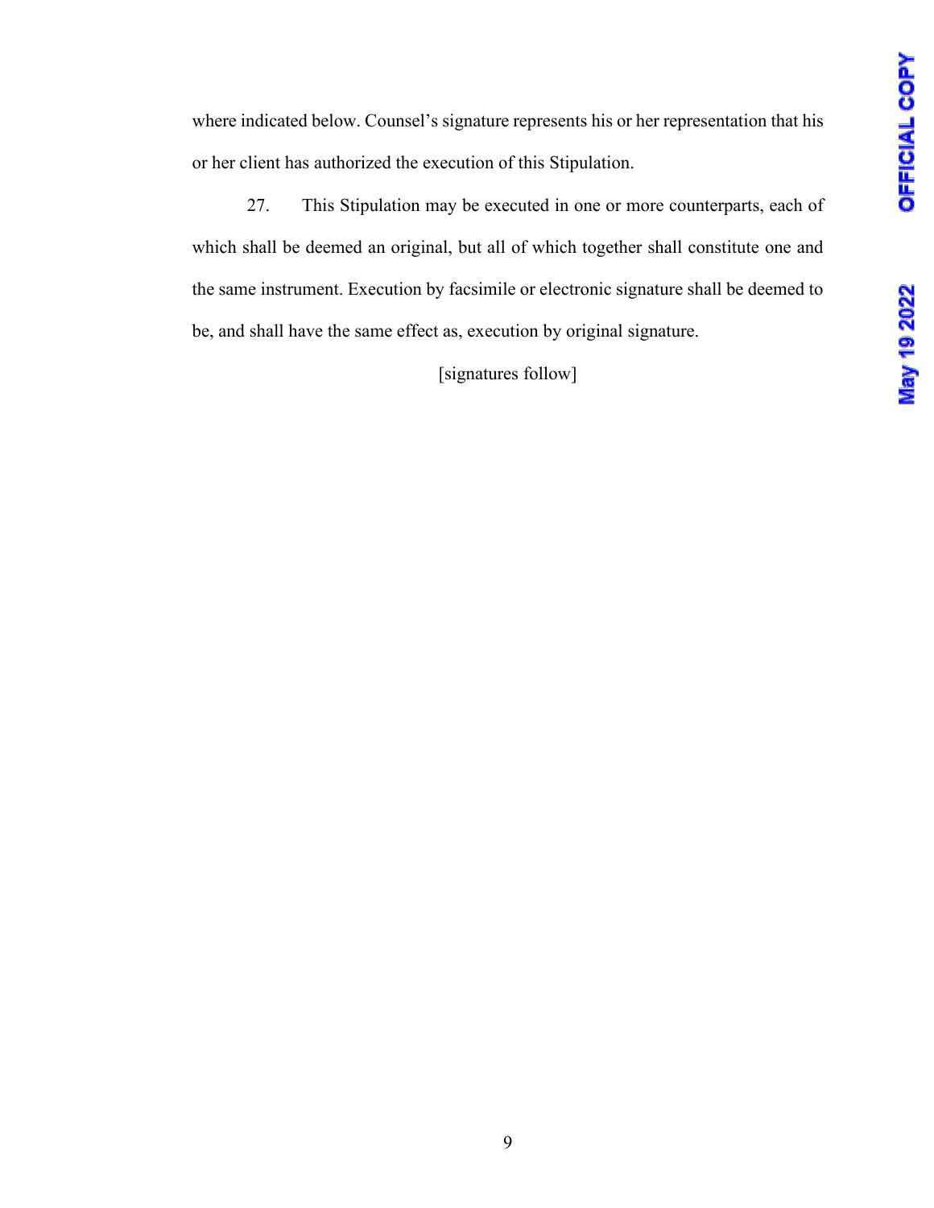where indicated below. Counsel's signature represents his or her representation that his or her client has authorized the execution of this Stipulation.

27. This Stipulation may be executed in one or more counterparts, each of which shall be deemed an original, but all of which together shall constitute one and the same instrument. Execution by facsimile or electronic signature shall be deemed to be, and shall have the same effect as, execution by original signature.

[signatures follow]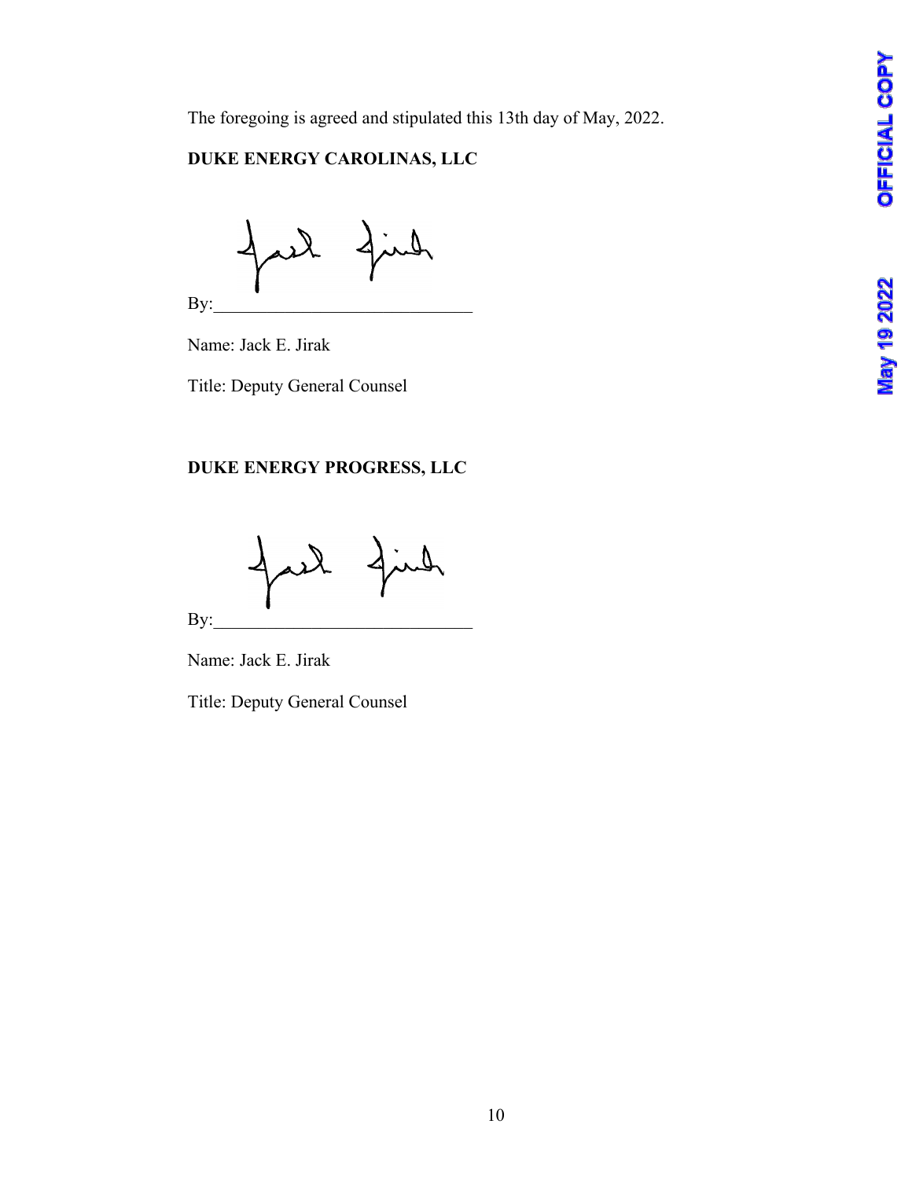The foregoing is agreed and stipulated this 13th day of May, 2022.

**DUKE ENERGY CAROLINAS, LLC**

By:_____________________________

Name: Jack E. Jirak

Title: Deputy General Counsel

**DUKE ENERGY PROGRESS, LLC**

By:_____________________________

Name: Jack E. Jirak

Title: Deputy General Counsel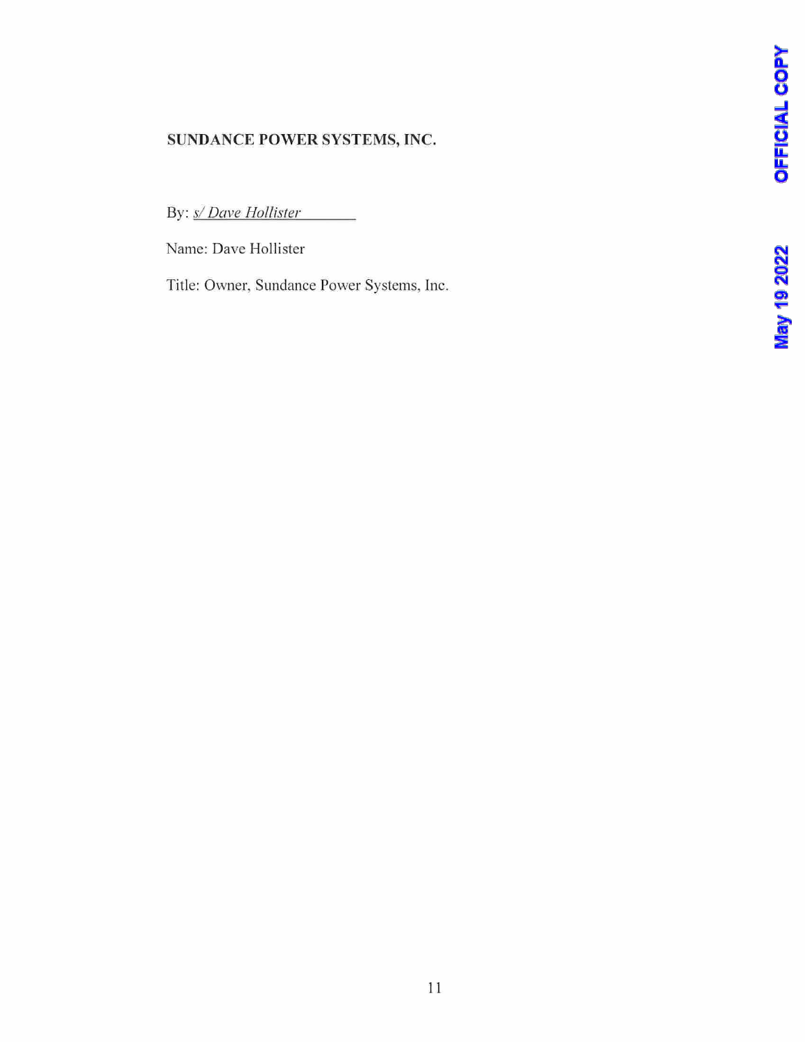**SUNDANCE POWER SYSTEMS, INC.**

By: *s/ Dave Hollister*

Name: Dave Hollister

Title: Owner, Sundance Power Systems, Inc.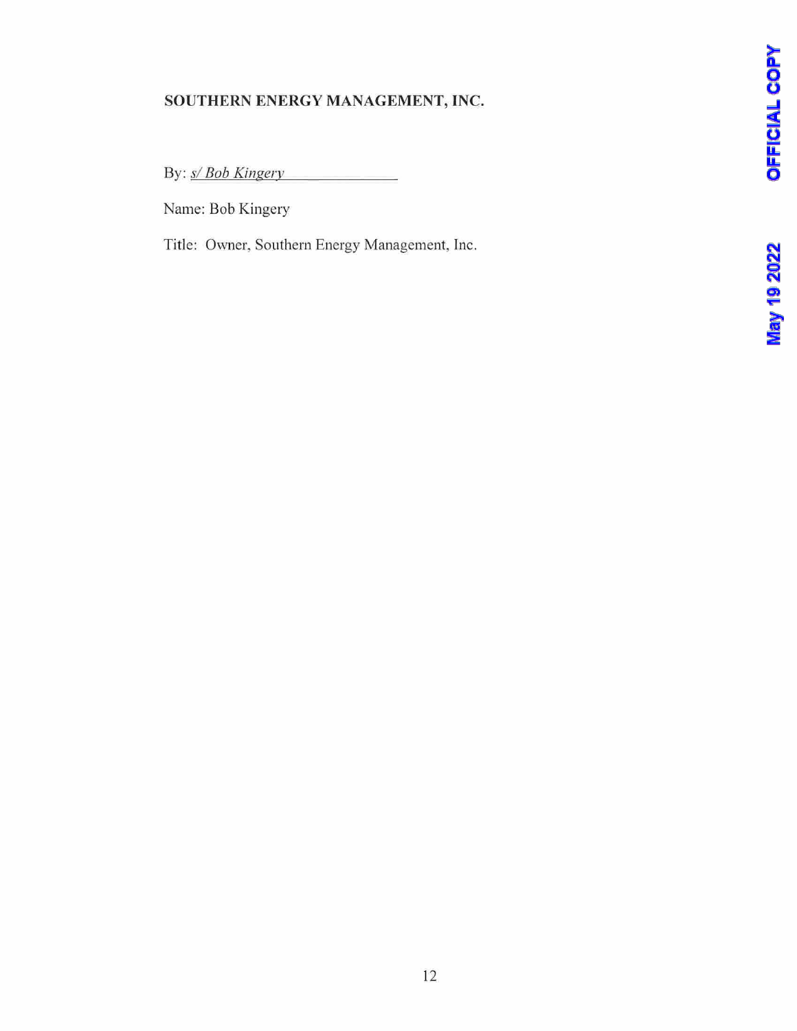**SOUTHERN ENERGY MANAGEMENT, INC.**

By: *s/ Bob Kingery*

Name: Bob Kingery

Title: Owner, Southern Energy Management, Inc.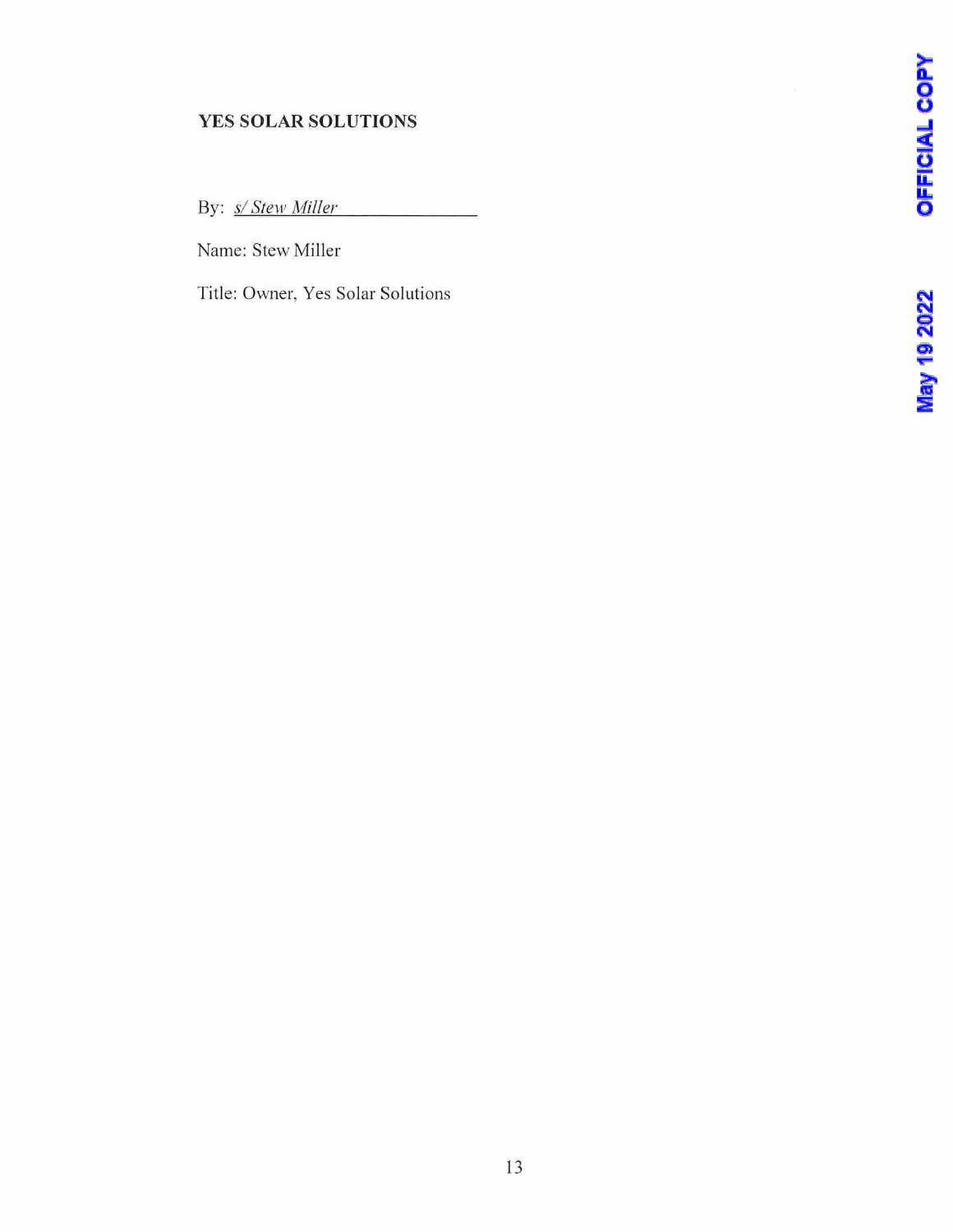**YES SOLAR SOLUTIONS**

By: *s/ Stew Miller*

Name: Stew Miller

Title: Owner, Yes Solar Solutions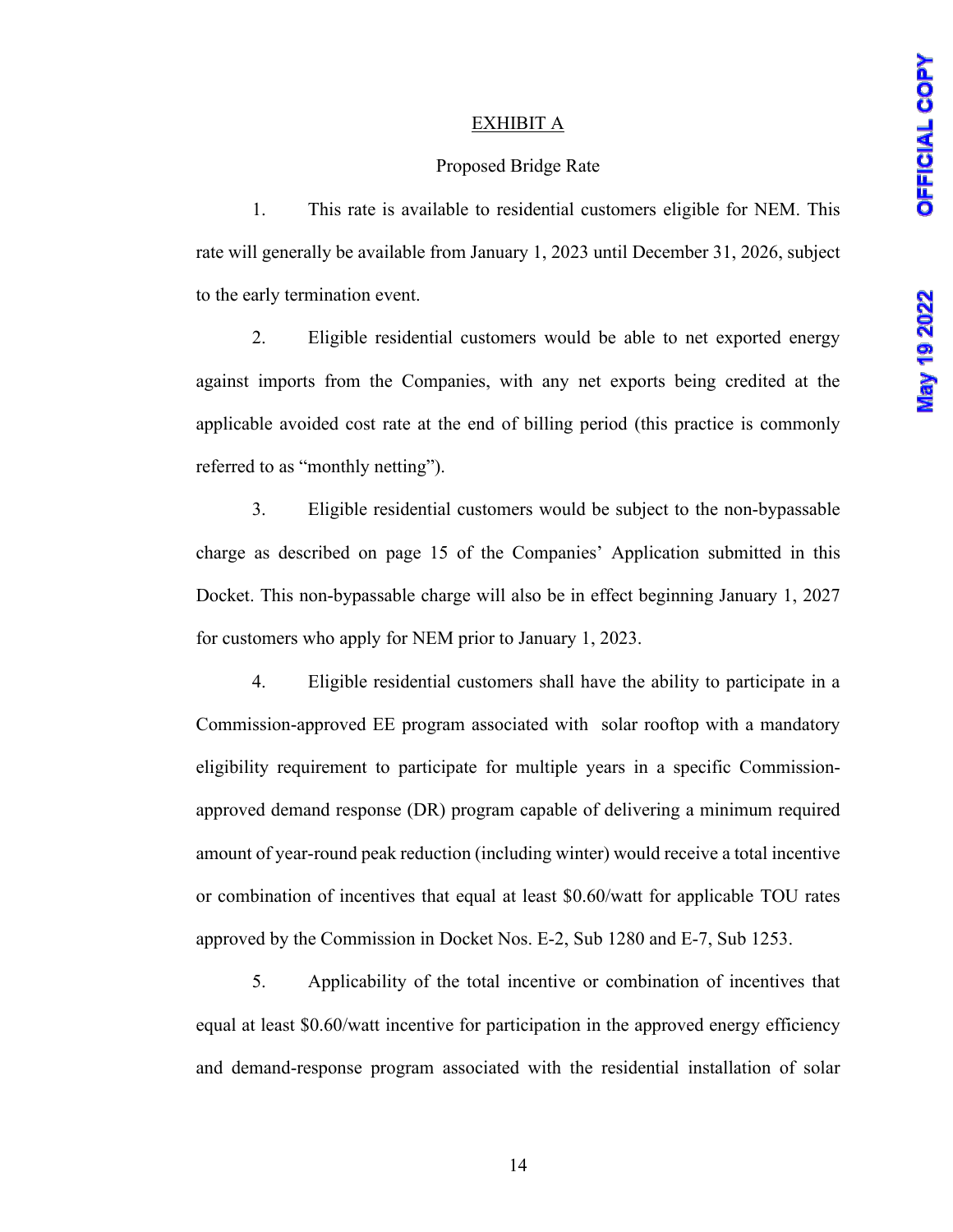EXHIBIT A

Proposed Bridge Rate

1. This rate is available to residential customers eligible for NEM. This rate will generally be available from January 1, 2023 until December 31, 2026, subject to the early termination event.

2. Eligible residential customers would be able to net exported energy against imports from the Companies, with any net exports being credited at the applicable avoided cost rate at the end of billing period (this practice is commonly referred to as "monthly netting").

3. Eligible residential customers would be subject to the non-bypassable charge as described on page 15 of the Companies' Application submitted in this Docket. This non-bypassable charge will also be in effect beginning January 1, 2027 for customers who apply for NEM prior to January 1, 2023.

4. Eligible residential customers shall have the ability to participate in a Commission-approved EE program associated with solar rooftop with a mandatory eligibility requirement to participate for multiple years in a specific Commission-approved demand response (DR) program capable of delivering a minimum required amount of year-round peak reduction (including winter) would receive a total incentive or combination of incentives that equal at least $0.60/watt for applicable TOU rates approved by the Commission in Docket Nos. E-2, Sub 1280 and E-7, Sub 1253.

5. Applicability of the total incentive or combination of incentives that equal at least $0.60/watt incentive for participation in the approved energy efficiency and demand-response program associated with the residential installation of solar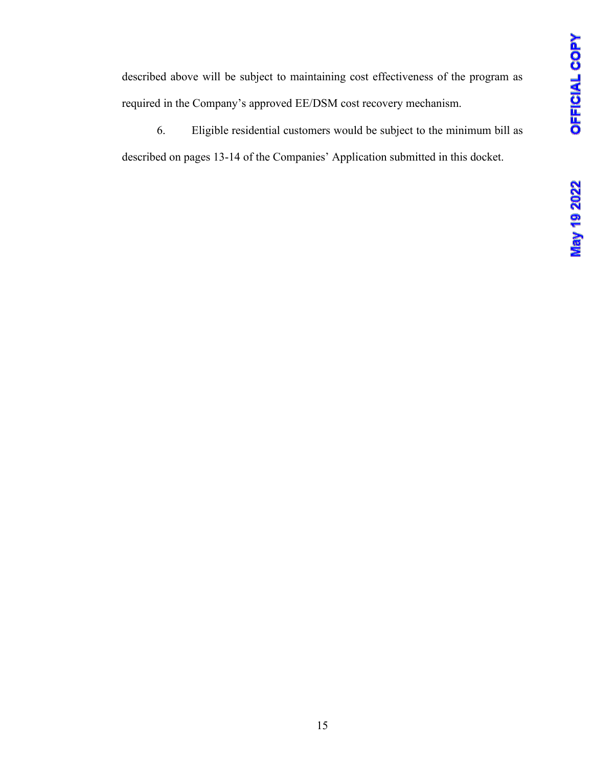described above will be subject to maintaining cost effectiveness of the program as required in the Company's approved EE/DSM cost recovery mechanism.

6. Eligible residential customers would be subject to the minimum bill as described on pages 13-14 of the Companies' Application submitted in this docket.